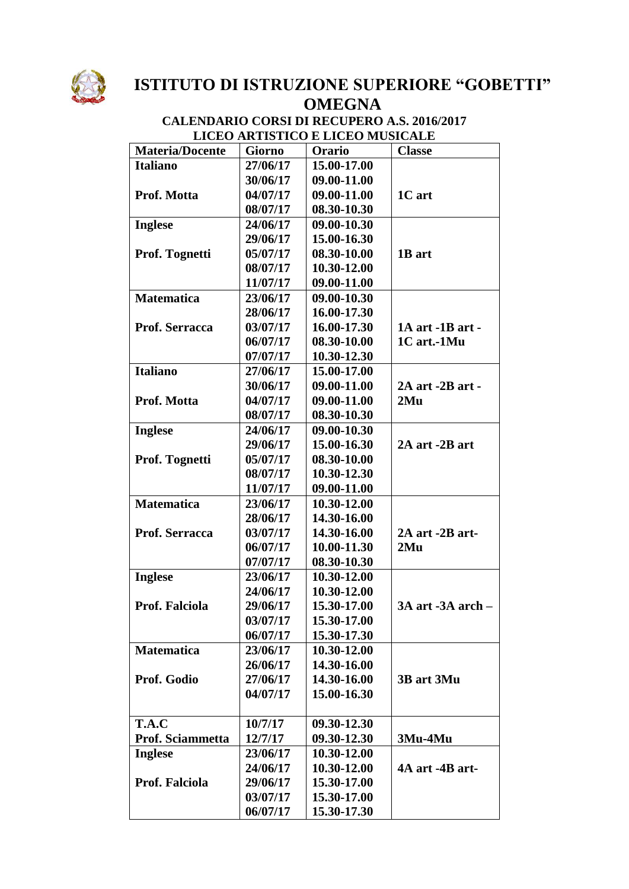# ISTITUTO DI ISTRUZIONE SUPERIORE "GOBETTI" OMEGNA

## CALENDARIO CORSI DI RECUPERO A.S. 2016/2017
## LICEO ARTISTICO E LICEO MUSICALE

| Materia/Docente | Giorno | Orario | Classe |
|---|---|---|---|
| **Italiano** | 27/06/17 | 15.00-17.00 | |
| | 30/06/17 | 09.00-11.00 | |
| **Prof. Motta** | 04/07/17 | 09.00-11.00 | 1C art |
| | 08/07/17 | 08.30-10.30 | |
| **Inglese** | 24/06/17 | 09.00-10.30 | |
| | 29/06/17 | 15.00-16.30 | |
| **Prof. Tognetti** | 05/07/17 | 08.30-10.00 | 1B art |
| | 08/07/17 | 10.30-12.00 | |
| | 11/07/17 | 09.00-11.00 | |
| **Matematica** | 23/06/17 | 09.00-10.30 | |
| | 28/06/17 | 16.00-17.30 | |
| **Prof. Serracca** | 03/07/17 | 16.00-17.30 | 1A art -1B art - |
| | 06/07/17 | 08.30-10.00 | 1C art.-1Mu |
| | 07/07/17 | 10.30-12.30 | |
| **Italiano** | 27/06/17 | 15.00-17.00 | |
| | 30/06/17 | 09.00-11.00 | 2A art -2B art - |
| **Prof. Motta** | 04/07/17 | 09.00-11.00 | 2Mu |
| | 08/07/17 | 08.30-10.30 | |
| **Inglese** | 24/06/17 | 09.00-10.30 | |
| | 29/06/17 | 15.00-16.30 | 2A art -2B art |
| **Prof. Tognetti** | 05/07/17 | 08.30-10.00 | |
| | 08/07/17 | 10.30-12.30 | |
| | 11/07/17 | 09.00-11.00 | |
| **Matematica** | 23/06/17 | 10.30-12.00 | |
| | 28/06/17 | 14.30-16.00 | |
| **Prof. Serracca** | 03/07/17 | 14.30-16.00 | 2A art -2B art- |
| | 06/07/17 | 10.00-11.30 | 2Mu |
| | 07/07/17 | 08.30-10.30 | |
| **Inglese** | 23/06/17 | 10.30-12.00 | |
| | 24/06/17 | 10.30-12.00 | |
| **Prof. Falciola** | 29/06/17 | 15.30-17.00 | 3A art -3A arch – |
| | 03/07/17 | 15.30-17.00 | |
| | 06/07/17 | 15.30-17.30 | |
| **Matematica** | 23/06/17 | 10.30-12.00 | |
| | 26/06/17 | 14.30-16.00 | |
| **Prof. Godio** | 27/06/17 | 14.30-16.00 | 3B art 3Mu |
| | 04/07/17 | 15.00-16.30 | |
| **T.A.C** | 10/7/17 | 09.30-12.30 | |
| **Prof. Sciammetta** | 12/7/17 | 09.30-12.30 | 3Mu-4Mu |
| **Inglese** | 23/06/17 | 10.30-12.00 | |
| | 24/06/17 | 10.30-12.00 | 4A art -4B art- |
| **Prof. Falciola** | 29/06/17 | 15.30-17.00 | |
| | 03/07/17 | 15.30-17.00 | |
| | 06/07/17 | 15.30-17.30 | |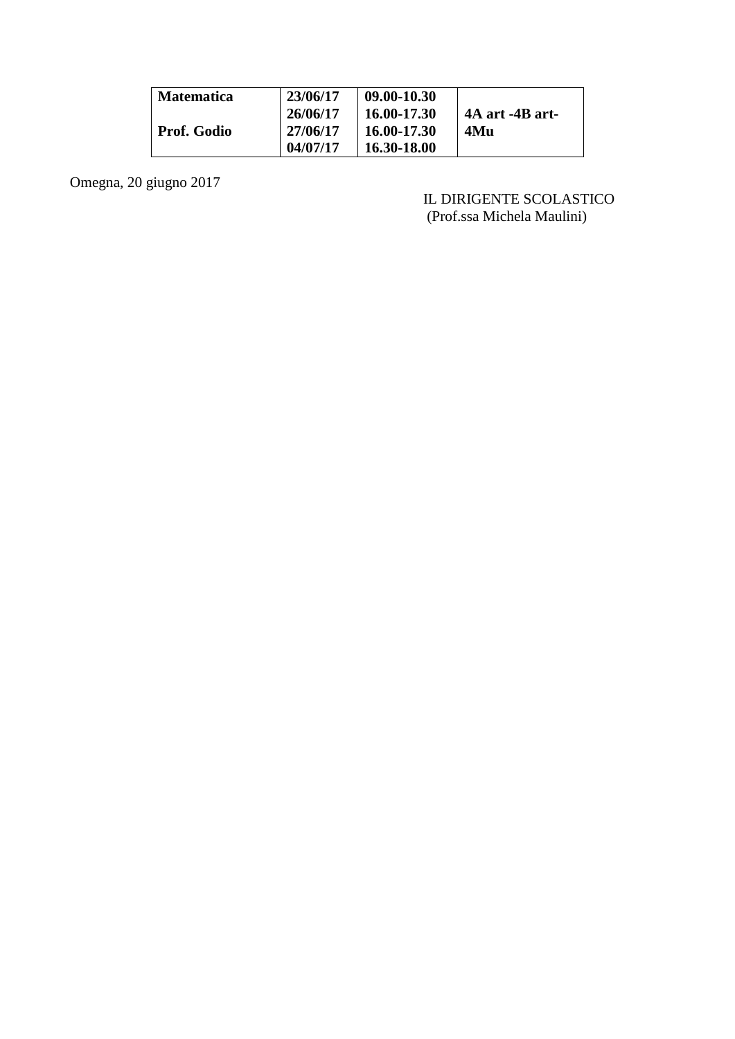| | | | |
|---|---|---|---|
| **Matematica**<br><br>**Prof. Godio** | **23/06/17**<br>**26/06/17**<br>**27/06/17**<br>**04/07/17** | **09.00-10.30**<br>**16.00-17.30**<br>**16.00-17.30**<br>**16.30-18.00** | **4A art -4B art-4Mu** |

Omegna, 20 giugno 2017

IL DIRIGENTE SCOLASTICO
(Prof.ssa Michela Maulini)